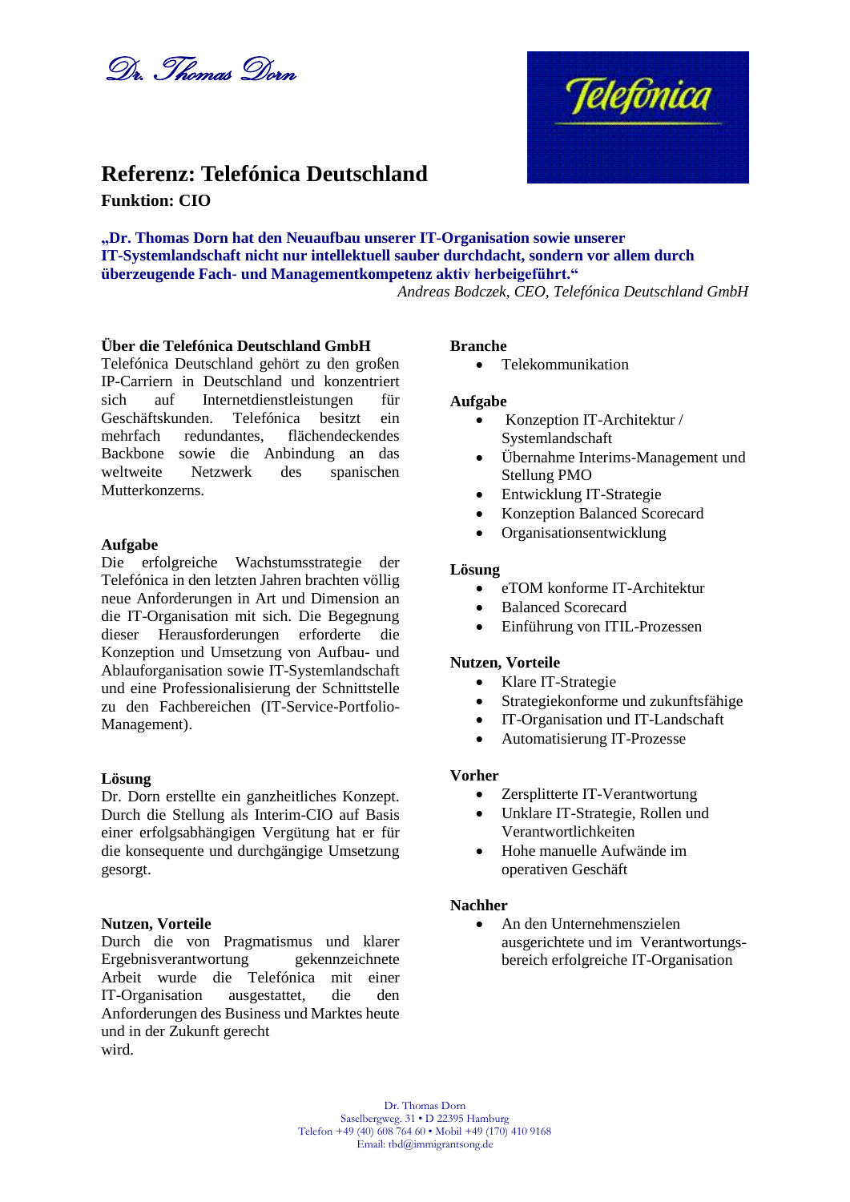Dr. Thomas Dorn

# Referenz: Telefónica Deutschland

**Funktion: CIO**

**„Dr. Thomas Dorn hat den Neuaufbau unserer IT-Organisation sowie unserer IT-Systemlandschaft nicht nur intellektuell sauber durchdacht, sondern vor allem durch überzeugende Fach- und Managementkompetenz aktiv herbeigeführt."**

*Andreas Bodczek, CEO, Telefónica Deutschland GmbH*

### Über die Telefónica Deutschland GmbH

Telefónica Deutschland gehört zu den großen IP-Carriern in Deutschland und konzentriert sich auf Internetdienstleistungen für Geschäftskunden. Telefónica besitzt ein mehrfach redundantes, flächendeckendes Backbone sowie die Anbindung an das weltweite Netzwerk des spanischen Mutterkonzerns.

### Aufgabe

Die erfolgreiche Wachstumsstrategie der Telefónica in den letzten Jahren brachten völlig neue Anforderungen in Art und Dimension an die IT-Organisation mit sich. Die Begegnung dieser Herausforderungen erforderte die Konzeption und Umsetzung von Aufbau- und Ablauforganisation sowie IT-Systemlandschaft und eine Professionalisierung der Schnittstelle zu den Fachbereichen (IT-Service-Portfolio-Management).

### Lösung

Dr. Dorn erstellte ein ganzheitliches Konzept. Durch die Stellung als Interim-CIO auf Basis einer erfolgsabhängigen Vergütung hat er für die konsequente und durchgängige Umsetzung gesorgt.

### Nutzen, Vorteile

Durch die von Pragmatismus und klarer Ergebnisverantwortung gekennzeichnete Arbeit wurde die Telefónica mit einer IT-Organisation ausgestattet, die den Anforderungen des Business und Marktes heute und in der Zukunft gerecht wird.

### Branche

- Telekommunikation

### Aufgabe

- Konzeption IT-Architektur / Systemlandschaft
- Übernahme Interims-Management und Stellung PMO
- Entwicklung IT-Strategie
- Konzeption Balanced Scorecard
- Organisationsentwicklung

### Lösung

- eTOM konforme IT-Architektur
- Balanced Scorecard
- Einführung von ITIL-Prozessen

### Nutzen, Vorteile

- Klare IT-Strategie
- Strategiekonforme und zukunftsfähige
- IT-Organisation und IT-Landschaft
- Automatisierung IT-Prozesse

### Vorher

- Zersplitterte IT-Verantwortung
- Unklare IT-Strategie, Rollen und Verantwortlichkeiten
- Hohe manuelle Aufwände im operativen Geschäft

### Nachher

- An den Unternehmenszielen ausgerichtete und im Verantwortungsbereich erfolgreiche IT-Organisation

Dr. Thomas Dorn
Saselbergweg. 31 • D 22395 Hamburg
Telefon +49 (40) 608 764 60 • Mobil +49 (170) 410 9168
Email: tbd@immigrantsong.de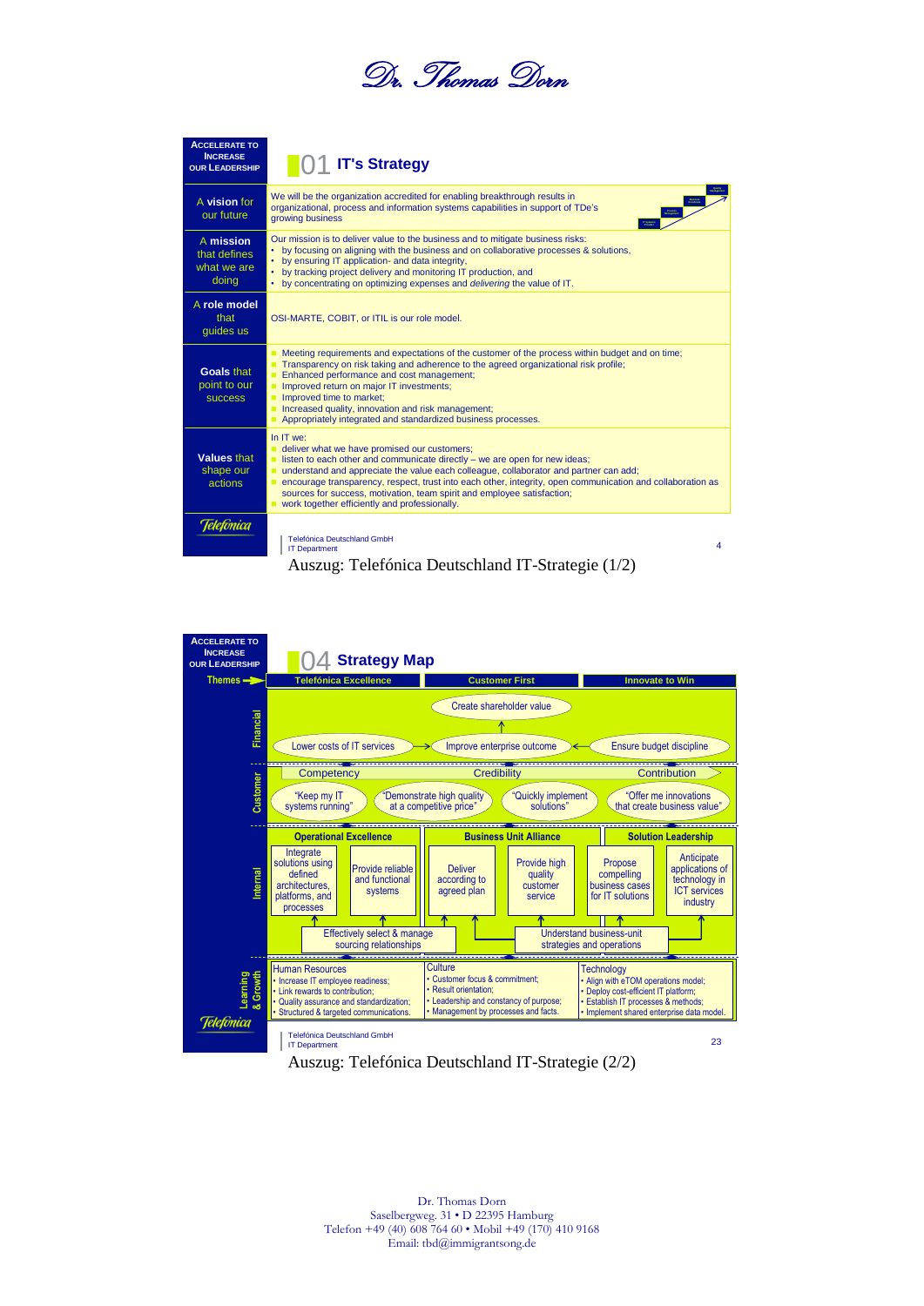Dr. Thomas Dorn

**ACCELERATE TO INCREASE OUR LEADERSHIP**

## 01 IT's Strategy

| | |
|---|---|
| **A vision for our future** | We will be the organization accredited for enabling breakthrough results in organizational, process and information systems capabilities in support of TDe's growing business |
| **A mission that defines what we are doing** | Our mission is to deliver value to the business and to mitigate business risks: • by focusing on aligning with the business and on collaborative processes & solutions, • by ensuring IT application- and data integrity, • by tracking project delivery and monitoring IT production, and • by concentrating on optimizing expenses and *delivering* the value of IT. |
| **A role model that guides us** | OSI-MARTE, COBIT, or ITIL is our role model. |
| **Goals that point to our success** | • Meeting requirements and expectations of the customer of the process within budget and on time; • Transparency on risk taking and adherence to the agreed organizational risk profile; • Enhanced performance and cost management; • Improved return on major IT investments; • Improved time to market; • Increased quality, innovation and risk management; • Appropriately integrated and standardized business processes. |
| **Values that shape our actions** | In IT we: • deliver what we have promised our customers; • listen to each other and communicate directly – we are open for new ideas; • understand and appreciate the value each colleague, collaborator and partner can add; • encourage transparency, respect, trust into each other, integrity, open communication and collaboration as sources for success, motivation, team spirit and employee satisfaction; • work together efficiently and professionally. |

Telefónica

Telefónica Deutschland GmbH
IT Department

Auszug: Telefónica Deutschland IT-Strategie (1/2)

**ACCELERATE TO INCREASE OUR LEADERSHIP**

## 04 Strategy Map

Themes: Telefónica Excellence | Customer First | Innovate to Win

**Financial**
- Create shareholder value
- Lower costs of IT services → Improve enterprise outcome ← Ensure budget discipline

**Customer**
- Competency – Credibility – Contribution
- "Keep my IT systems running"
- "Demonstrate high quality at a competitive price"
- "Quickly implement solutions"
- "Offer me innovations that create business value"

**Internal**
- Operational Excellence: Integrate solutions using defined architectures, platforms, and processes; Provide reliable and functional systems
- Business Unit Alliance: Deliver according to agreed plan; Provide high quality customer service
- Solution Leadership: Propose compelling business cases for IT solutions; Anticipate applications of technology in ICT services industry
- Effectively select & manage sourcing relationships
- Understand business-unit strategies and operations

**Learning & Growth**
- Human Resources: • Increase IT employee readiness; • Link rewards to contribution; • Quality assurance and standardization; • Structured & targeted communications.
- Culture: • Customer focus & commitment; • Result orientation; • Leadership and constancy of purpose; • Management by processes and facts.
- Technology: • Align with eTOM operations model; • Deploy cost-efficient IT platform; • Establish IT processes & methods; • Implement shared enterprise data model.

Telefónica

Telefónica Deutschland GmbH
IT Department

Auszug: Telefónica Deutschland IT-Strategie (2/2)

Dr. Thomas Dorn
Saselbergweg. 31 • D 22395 Hamburg
Telefon +49 (40) 608 764 60 • Mobil +49 (170) 410 9168
Email: tbd@immigrantsong.de